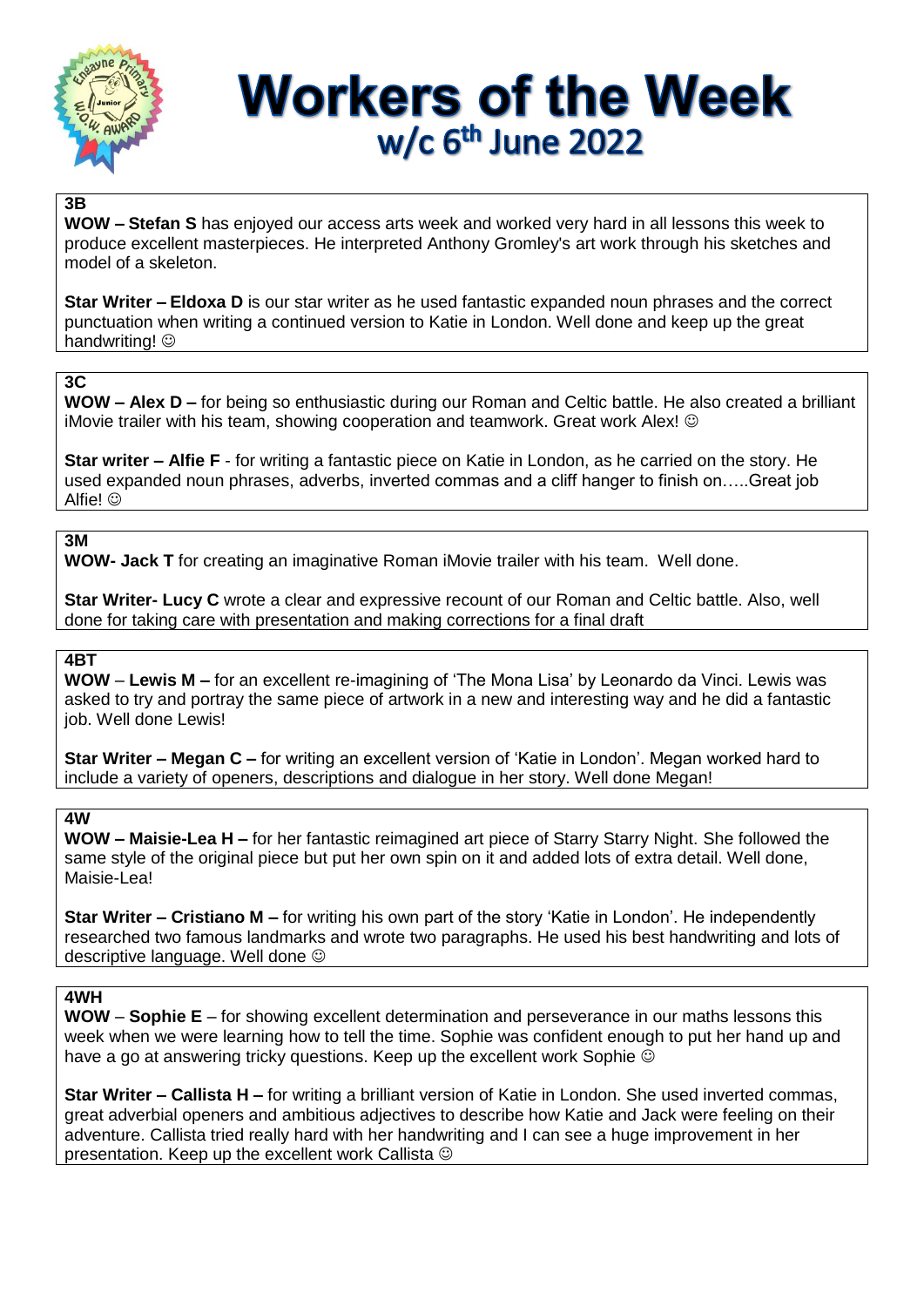# Workers of the Week

## w/c 6th June 2022

### 3B

**WOW – Stefan S** has enjoyed our access arts week and worked very hard in all lessons this week to produce excellent masterpieces. He interpreted Anthony Gromley's art work through his sketches and model of a skeleton.

**Star Writer – Eldoxa D** is our star writer as he used fantastic expanded noun phrases and the correct punctuation when writing a continued version to Katie in London. Well done and keep up the great handwriting! ☺

### 3C

**WOW – Alex D –** for being so enthusiastic during our Roman and Celtic battle. He also created a brilliant iMovie trailer with his team, showing cooperation and teamwork. Great work Alex! ☺

**Star writer – Alfie F** - for writing a fantastic piece on Katie in London, as he carried on the story. He used expanded noun phrases, adverbs, inverted commas and a cliff hanger to finish on…..Great job Alfie! ☺

### 3M

**WOW- Jack T** for creating an imaginative Roman iMovie trailer with his team. Well done.

**Star Writer- Lucy C** wrote a clear and expressive recount of our Roman and Celtic battle. Also, well done for taking care with presentation and making corrections for a final draft

### 4BT

**WOW** – **Lewis M –** for an excellent re-imagining of 'The Mona Lisa' by Leonardo da Vinci. Lewis was asked to try and portray the same piece of artwork in a new and interesting way and he did a fantastic job. Well done Lewis!

**Star Writer – Megan C –** for writing an excellent version of 'Katie in London'. Megan worked hard to include a variety of openers, descriptions and dialogue in her story. Well done Megan!

### 4W

**WOW – Maisie-Lea H –** for her fantastic reimagined art piece of Starry Starry Night. She followed the same style of the original piece but put her own spin on it and added lots of extra detail. Well done, Maisie-Lea!

**Star Writer – Cristiano M –** for writing his own part of the story 'Katie in London'. He independently researched two famous landmarks and wrote two paragraphs. He used his best handwriting and lots of descriptive language. Well done ☺

### 4WH

**WOW** – **Sophie E** – for showing excellent determination and perseverance in our maths lessons this week when we were learning how to tell the time. Sophie was confident enough to put her hand up and have a go at answering tricky questions. Keep up the excellent work Sophie ☺

**Star Writer – Callista H –** for writing a brilliant version of Katie in London. She used inverted commas, great adverbial openers and ambitious adjectives to describe how Katie and Jack were feeling on their adventure. Callista tried really hard with her handwriting and I can see a huge improvement in her presentation. Keep up the excellent work Callista ☺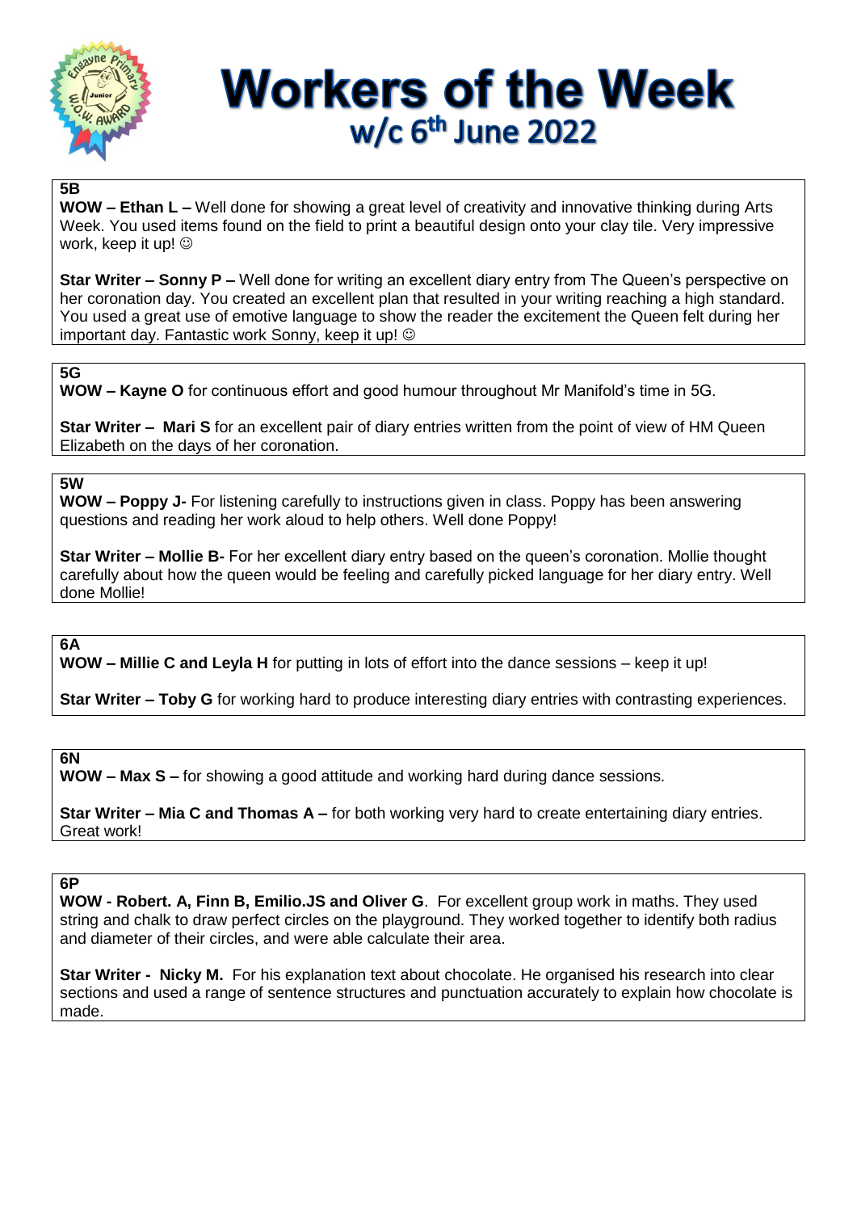# Workers of the Week

## w/c 6th June 2022

**5B**

**WOW – Ethan L –** Well done for showing a great level of creativity and innovative thinking during Arts Week. You used items found on the field to print a beautiful design onto your clay tile. Very impressive work, keep it up! ☺

**Star Writer – Sonny P –** Well done for writing an excellent diary entry from The Queen's perspective on her coronation day. You created an excellent plan that resulted in your writing reaching a high standard. You used a great use of emotive language to show the reader the excitement the Queen felt during her important day. Fantastic work Sonny, keep it up! ☺

**5G**

**WOW – Kayne O** for continuous effort and good humour throughout Mr Manifold's time in 5G.

**Star Writer – Mari S** for an excellent pair of diary entries written from the point of view of HM Queen Elizabeth on the days of her coronation.

**5W**

**WOW – Poppy J-** For listening carefully to instructions given in class. Poppy has been answering questions and reading her work aloud to help others. Well done Poppy!

**Star Writer – Mollie B-** For her excellent diary entry based on the queen's coronation. Mollie thought carefully about how the queen would be feeling and carefully picked language for her diary entry. Well done Mollie!

**6A**

**WOW – Millie C and Leyla H** for putting in lots of effort into the dance sessions – keep it up!

**Star Writer – Toby G** for working hard to produce interesting diary entries with contrasting experiences.

**6N**

**WOW – Max S –** for showing a good attitude and working hard during dance sessions.

**Star Writer – Mia C and Thomas A –** for both working very hard to create entertaining diary entries. Great work!

**6P**

**WOW - Robert. A, Finn B, Emilio.JS and Oliver G**. For excellent group work in maths. They used string and chalk to draw perfect circles on the playground. They worked together to identify both radius and diameter of their circles, and were able calculate their area.

**Star Writer - Nicky M.** For his explanation text about chocolate. He organised his research into clear sections and used a range of sentence structures and punctuation accurately to explain how chocolate is made.